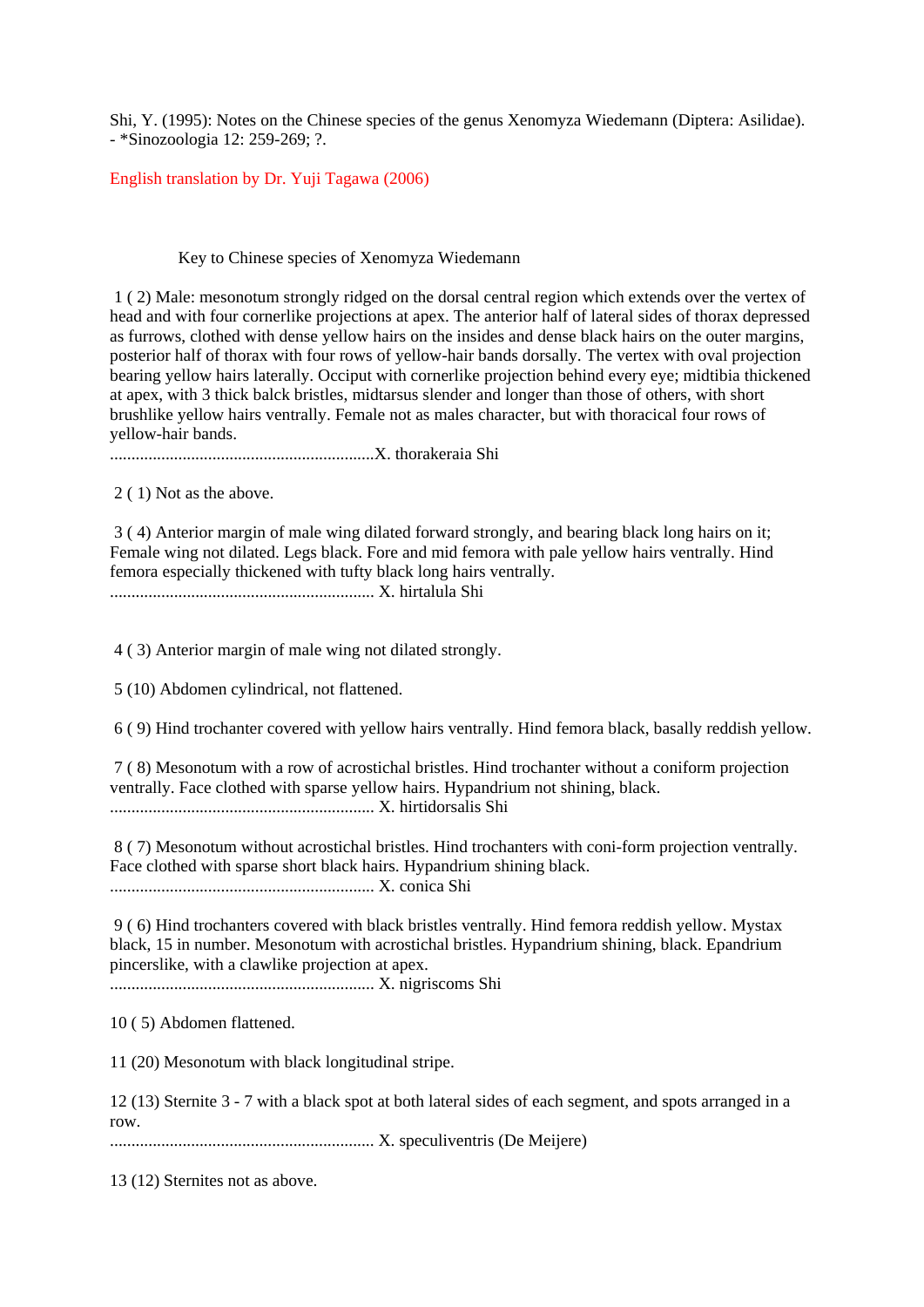Shi, Y. (1995): Notes on the Chinese species of the genus Xenomyza Wiedemann (Diptera: Asilidae). - *Sinozoologia 12: 259-269; ?.

English translation by Dr. Yuji Tagawa (2006)

## Key to Chinese species of Xenomyza Wiedemann

1 ( 2) Male: mesonotum strongly ridged on the dorsal central region which extends over the vertex of head and with four cornerlike projections at apex. The anterior half of lateral sides of thorax depressed as furrows, clothed with dense yellow hairs on the insides and dense black hairs on the outer margins, posterior half of thorax with four rows of yellow-hair bands dorsally. The vertex with oval projection bearing yellow hairs laterally. Occiput with cornerlike projection behind every eye; midtibia thickened at apex, with 3 thick balck bristles, midtarsus slender and longer than those of others, with short brushlike yellow hairs ventrally. Female not as males character, but with thoracical four rows of yellow-hair bands.
..............................................................X. thorakeraia Shi

2 ( 1) Not as the above.

3 ( 4) Anterior margin of male wing dilated forward strongly, and bearing black long hairs on it; Female wing not dilated. Legs black. Fore and mid femora with pale yellow hairs ventrally. Hind femora especially thickened with tufty black long hairs ventrally.
.............................................................. X. hirtalula Shi

4 ( 3) Anterior margin of male wing not dilated strongly.

5 (10) Abdomen cylindrical, not flattened.

6 ( 9) Hind trochanter covered with yellow hairs ventrally. Hind femora black, basally reddish yellow.

7 ( 8) Mesonotum with a row of acrostichal bristles. Hind trochanter without a coniform projection ventrally. Face clothed with sparse yellow hairs. Hypandrium not shining, black.
.............................................................. X. hirtidorsalis Shi

8 ( 7) Mesonotum without acrostichal bristles. Hind trochanters with coni-form projection ventrally. Face clothed with sparse short black hairs. Hypandrium shining black.
.............................................................. X. conica Shi

9 ( 6) Hind trochanters covered with black bristles ventrally. Hind femora reddish yellow. Mystax black, 15 in number. Mesonotum with acrostichal bristles. Hypandrium shining, black. Epandrium pincerslike, with a clawlike projection at apex.
.............................................................. X. nigriscoms Shi

10 ( 5) Abdomen flattened.

11 (20) Mesonotum with black longitudinal stripe.

12 (13) Sternite 3 - 7 with a black spot at both lateral sides of each segment, and spots arranged in a row.
.............................................................. X. speculiventris (De Meijere)

13 (12) Sternites not as above.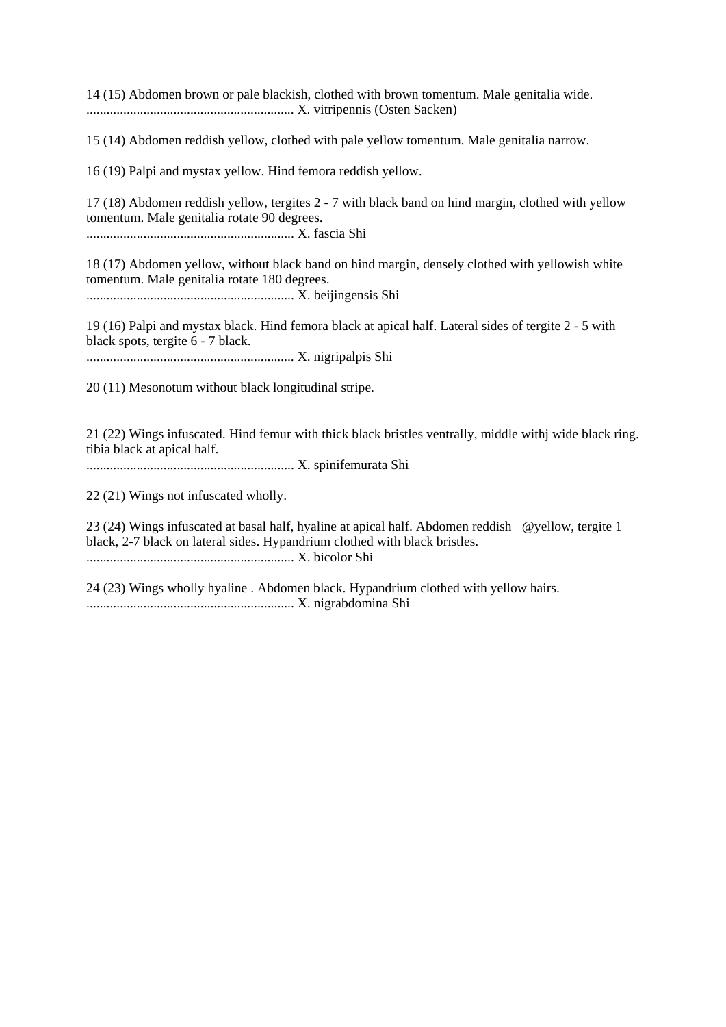14 (15) Abdomen brown or pale blackish, clothed with brown tomentum. Male genitalia wide.
.............................................................. X. vitripennis (Osten Sacken)

15 (14) Abdomen reddish yellow, clothed with pale yellow tomentum. Male genitalia narrow.

16 (19) Palpi and mystax yellow. Hind femora reddish yellow.

17 (18) Abdomen reddish yellow, tergites 2 - 7 with black band on hind margin, clothed with yellow tomentum. Male genitalia rotate 90 degrees.
.............................................................. X. fascia Shi

18 (17) Abdomen yellow, without black band on hind margin, densely clothed with yellowish white tomentum. Male genitalia rotate 180 degrees.
.............................................................. X. beijingensis Shi

19 (16) Palpi and mystax black. Hind femora black at apical half. Lateral sides of tergite 2 - 5 with black spots, tergite 6 - 7 black.
.............................................................. X. nigripalpis Shi

20 (11) Mesonotum without black longitudinal stripe.

21 (22) Wings infuscated. Hind femur with thick black bristles ventrally, middle withj wide black ring. tibia black at apical half.
.............................................................. X. spinifemurata Shi

22 (21) Wings not infuscated wholly.

23 (24) Wings infuscated at basal half, hyaline at apical half. Abdomen reddish @yellow, tergite 1 black, 2-7 black on lateral sides. Hypandrium clothed with black bristles.
.............................................................. X. bicolor Shi

24 (23) Wings wholly hyaline . Abdomen black. Hypandrium clothed with yellow hairs.
.............................................................. X. nigrabdomina Shi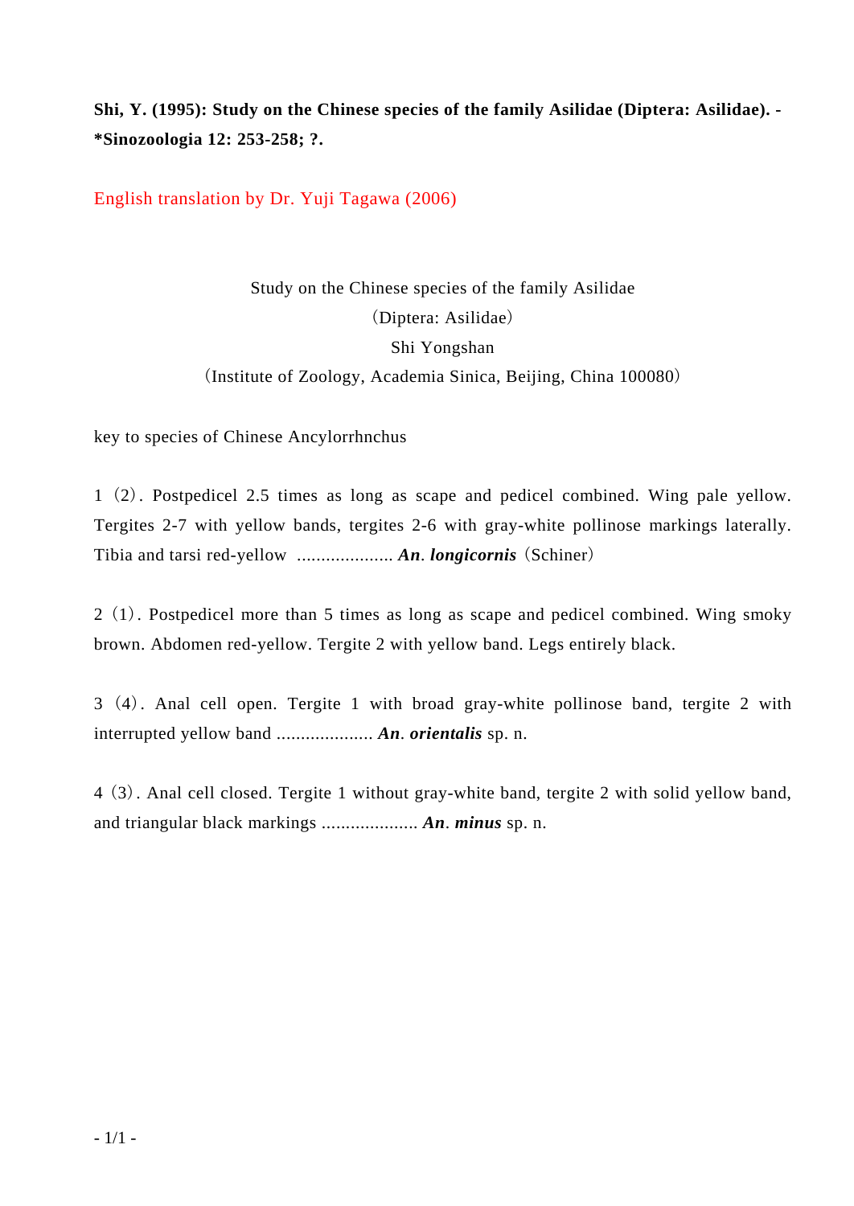**Shi, Y. (1995): Study on the Chinese species of the family Asilidae (Diptera: Asilidae). - *Sinozoologia 12: 253-258; ?.**

English translation by Dr. Yuji Tagawa (2006)

Study on the Chinese species of the family Asilidae

（Diptera: Asilidae）

Shi Yongshan

（Institute of Zoology, Academia Sinica, Beijing, China 100080）

key to species of Chinese Ancylorrhnchus

1（2）. Postpedicel 2.5 times as long as scape and pedicel combined. Wing pale yellow. Tergites 2-7 with yellow bands, tergites 2-6 with gray-white pollinose markings laterally. Tibia and tarsi red-yellow .................... ***An*. *longicornis***（Schiner）

2（1）. Postpedicel more than 5 times as long as scape and pedicel combined. Wing smoky brown. Abdomen red-yellow. Tergite 2 with yellow band. Legs entirely black.

3（4）. Anal cell open. Tergite 1 with broad gray-white pollinose band, tergite 2 with interrupted yellow band .................... ***An*. *orientalis*** sp. n.

4（3）. Anal cell closed. Tergite 1 without gray-white band, tergite 2 with solid yellow band, and triangular black markings .................... ***An*. *minus*** sp. n.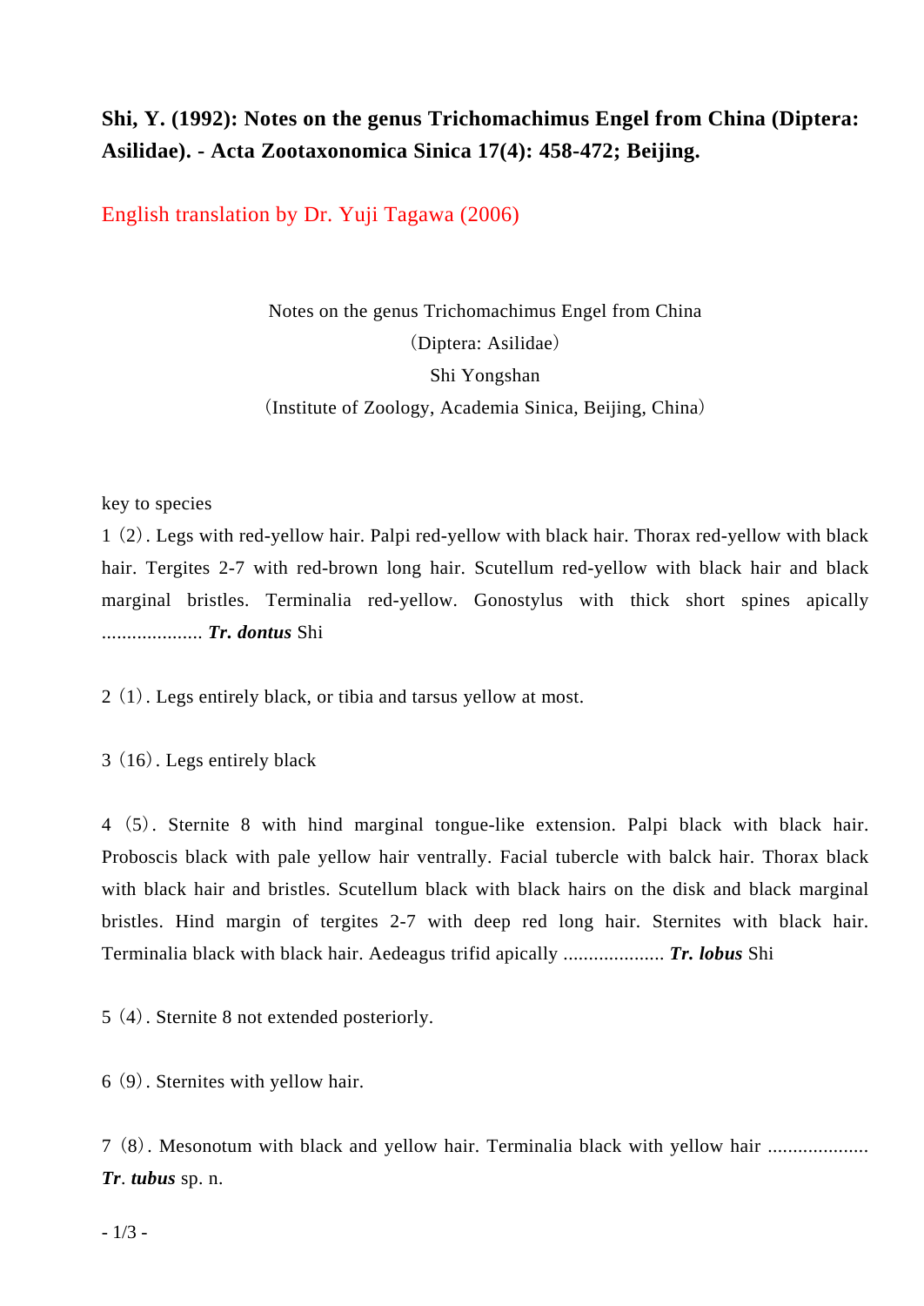**Shi, Y. (1992): Notes on the genus Trichomachimus Engel from China (Diptera: Asilidae). - Acta Zootaxonomica Sinica 17(4): 458-472; Beijing.**

English translation by Dr. Yuji Tagawa (2006)

Notes on the genus Trichomachimus Engel from China
（Diptera: Asilidae）
Shi Yongshan
（Institute of Zoology, Academia Sinica, Beijing, China）

key to species

1（2）. Legs with red-yellow hair. Palpi red-yellow with black hair. Thorax red-yellow with black hair. Tergites 2-7 with red-brown long hair. Scutellum red-yellow with black hair and black marginal bristles. Terminalia red-yellow. Gonostylus with thick short spines apically .................... ***Tr. dontus*** Shi

2（1）. Legs entirely black, or tibia and tarsus yellow at most.

3（16）. Legs entirely black

4（5）. Sternite 8 with hind marginal tongue-like extension. Palpi black with black hair. Proboscis black with pale yellow hair ventrally. Facial tubercle with balck hair. Thorax black with black hair and bristles. Scutellum black with black hairs on the disk and black marginal bristles. Hind margin of tergites 2-7 with deep red long hair. Sternites with black hair. Terminalia black with black hair. Aedeagus trifid apically .................... ***Tr. lobus*** Shi

5（4）. Sternite 8 not extended posteriorly.

6（9）. Sternites with yellow hair.

7（8）. Mesonotum with black and yellow hair. Terminalia black with yellow hair .................... ***Tr*. *tubus*** sp. n.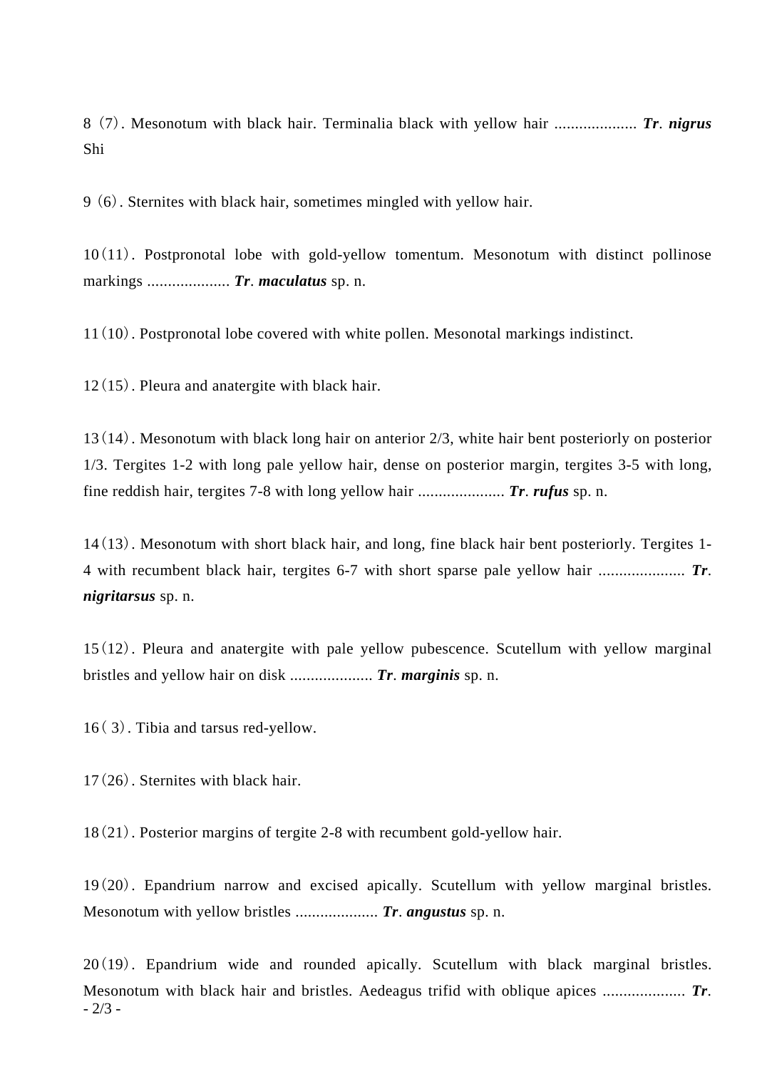8（7）. Mesonotum with black hair. Terminalia black with yellow hair .................... ***Tr***. ***nigrus*** Shi

9（6）. Sternites with black hair, sometimes mingled with yellow hair.

10（11）. Postpronotal lobe with gold-yellow tomentum. Mesonotum with distinct pollinose markings .................... ***Tr***. ***maculatus*** sp. n.

11（10）. Postpronotal lobe covered with white pollen. Mesonotal markings indistinct.

12（15）. Pleura and anatergite with black hair.

13（14）. Mesonotum with black long hair on anterior 2/3, white hair bent posteriorly on posterior 1/3. Tergites 1-2 with long pale yellow hair, dense on posterior margin, tergites 3-5 with long, fine reddish hair, tergites 7-8 with long yellow hair ..................... ***Tr***. ***rufus*** sp. n.

14（13）. Mesonotum with short black hair, and long, fine black hair bent posteriorly. Tergites 1-4 with recumbent black hair, tergites 6-7 with short sparse pale yellow hair ..................... ***Tr***. ***nigritarsus*** sp. n.

15（12）. Pleura and anatergite with pale yellow pubescence. Scutellum with yellow marginal bristles and yellow hair on disk .................... ***Tr***. ***marginis*** sp. n.

16（ 3）. Tibia and tarsus red-yellow.

17（26）. Sternites with black hair.

18（21）. Posterior margins of tergite 2-8 with recumbent gold-yellow hair.

19（20）. Epandrium narrow and excised apically. Scutellum with yellow marginal bristles. Mesonotum with yellow bristles .................... ***Tr***. ***angustus*** sp. n.

20（19）. Epandrium wide and rounded apically. Scutellum with black marginal bristles. Mesonotum with black hair and bristles. Aedeagus trifid with oblique apices .................... ***Tr***.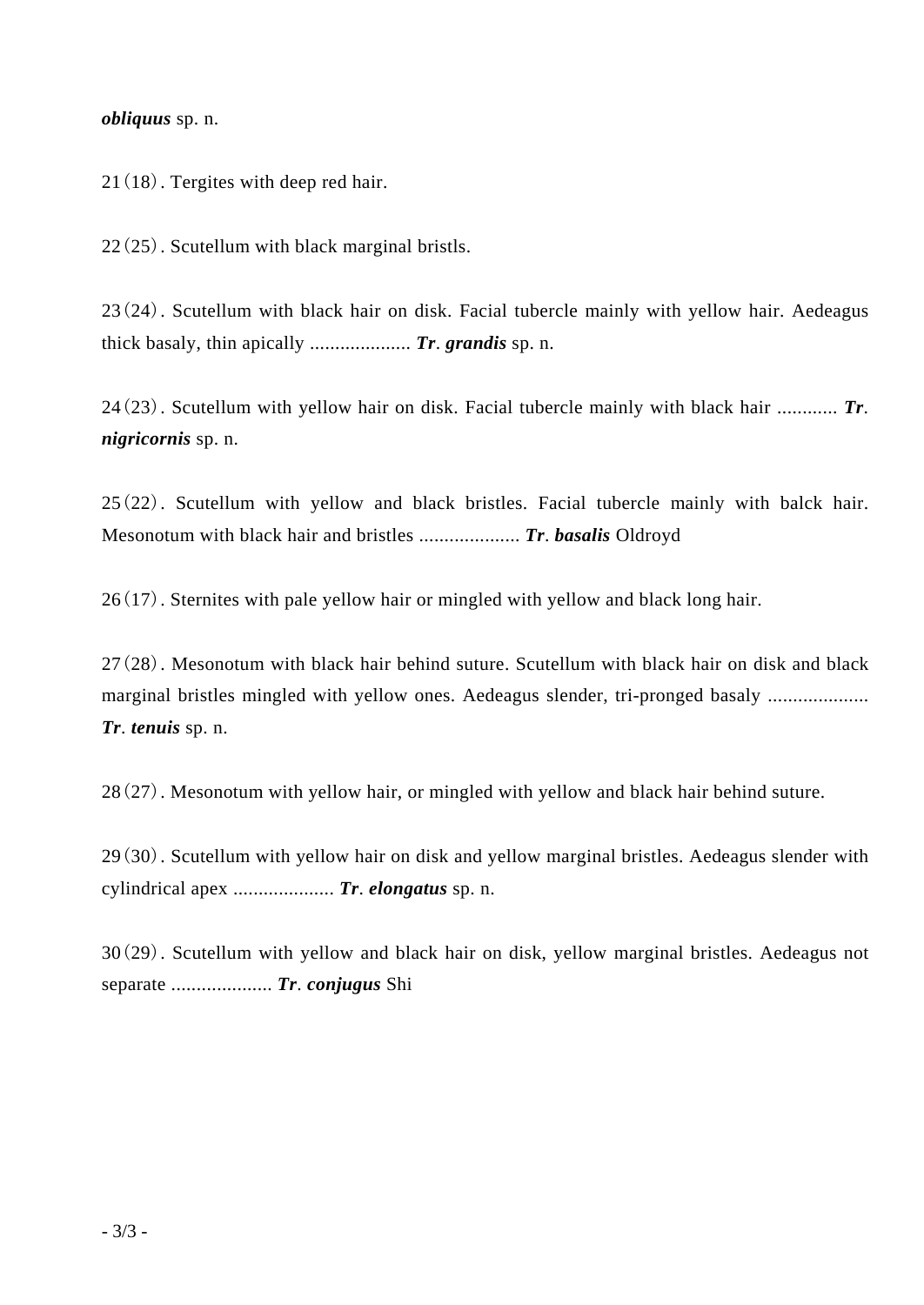***obliquus*** sp. n.

21（18）. Tergites with deep red hair.

22（25）. Scutellum with black marginal bristls.

23（24）. Scutellum with black hair on disk. Facial tubercle mainly with yellow hair. Aedeagus thick basaly, thin apically .................... ***Tr***. ***grandis*** sp. n.

24（23）. Scutellum with yellow hair on disk. Facial tubercle mainly with black hair ............ ***Tr***. ***nigricornis*** sp. n.

25（22）. Scutellum with yellow and black bristles. Facial tubercle mainly with balck hair. Mesonotum with black hair and bristles .................... ***Tr***. ***basalis*** Oldroyd

26（17）. Sternites with pale yellow hair or mingled with yellow and black long hair.

27（28）. Mesonotum with black hair behind suture. Scutellum with black hair on disk and black marginal bristles mingled with yellow ones. Aedeagus slender, tri-pronged basaly .................... ***Tr***. ***tenuis*** sp. n.

28（27）. Mesonotum with yellow hair, or mingled with yellow and black hair behind suture.

29（30）. Scutellum with yellow hair on disk and yellow marginal bristles. Aedeagus slender with cylindrical apex .................... ***Tr***. ***elongatus*** sp. n.

30（29）. Scutellum with yellow and black hair on disk, yellow marginal bristles. Aedeagus not separate .................... ***Tr***. ***conjugus*** Shi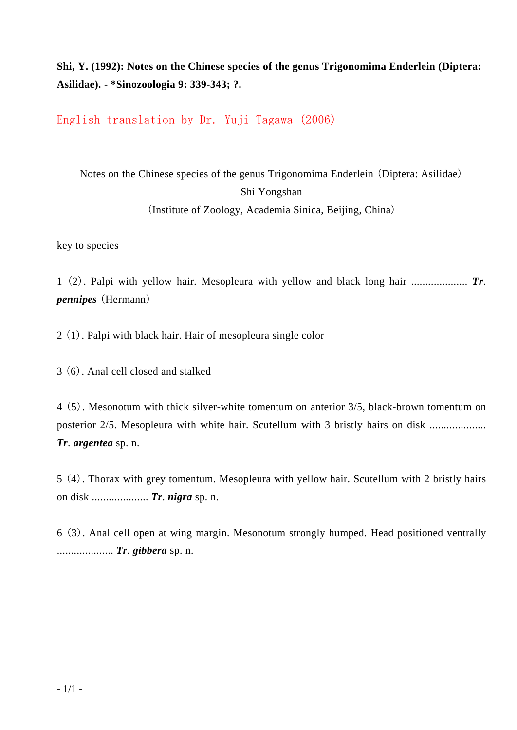**Shi, Y. (1992): Notes on the Chinese species of the genus Trigonomima Enderlein (Diptera: Asilidae). - *Sinozoologia 9: 339-343; ?.**

English translation by Dr. Yuji Tagawa (2006)

Notes on the Chinese species of the genus Trigonomima Enderlein（Diptera: Asilidae）

Shi Yongshan

（Institute of Zoology, Academia Sinica, Beijing, China）

key to species

1（2）. Palpi with yellow hair. Mesopleura with yellow and black long hair .................... ***Tr*. *pennipes***（Hermann）

2（1）. Palpi with black hair. Hair of mesopleura single color

3（6）. Anal cell closed and stalked

4（5）. Mesonotum with thick silver-white tomentum on anterior 3/5, black-brown tomentum on posterior 2/5. Mesopleura with white hair. Scutellum with 3 bristly hairs on disk .................... ***Tr*. *argentea*** sp. n.

5（4）. Thorax with grey tomentum. Mesopleura with yellow hair. Scutellum with 2 bristly hairs on disk .................... ***Tr*. *nigra*** sp. n.

6（3）. Anal cell open at wing margin. Mesonotum strongly humped. Head positioned ventrally .................... ***Tr*. *gibbera*** sp. n.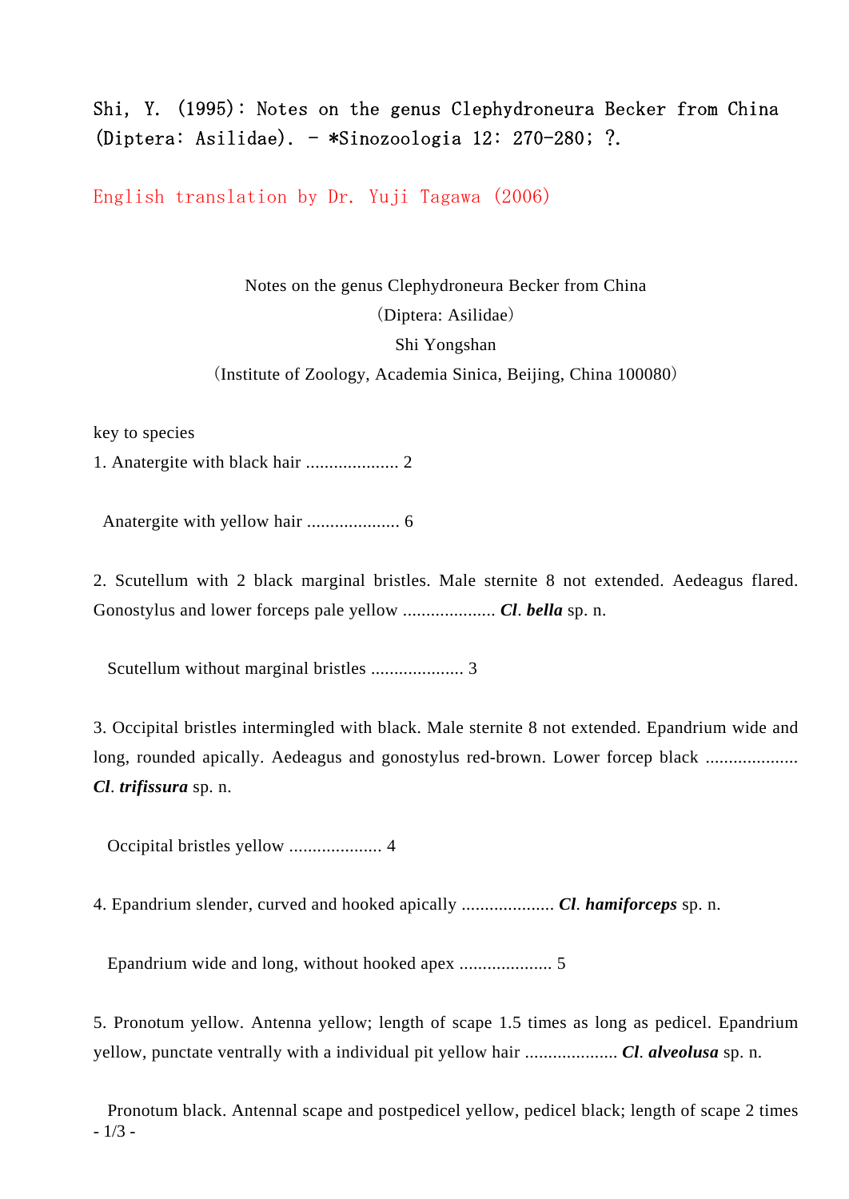Shi, Y. (1995): Notes on the genus Clephydroneura Becker from China (Diptera: Asilidae). - *Sinozoologia 12: 270-280; ?.

English translation by Dr. Yuji Tagawa (2006)

Notes on the genus Clephydroneura Becker from China

(Diptera: Asilidae)

Shi Yongshan

(Institute of Zoology, Academia Sinica, Beijing, China 100080)

key to species

1. Anatergite with black hair .................... 2

   Anatergite with yellow hair .................... 6

2. Scutellum with 2 black marginal bristles. Male sternite 8 not extended. Aedeagus flared. Gonostylus and lower forceps pale yellow .................... ***Cl*. *bella*** sp. n.

   Scutellum without marginal bristles .................... 3

3. Occipital bristles intermingled with black. Male sternite 8 not extended. Epandrium wide and long, rounded apically. Aedeagus and gonostylus red-brown. Lower forcep black .................... ***Cl*. *trifissura*** sp. n.

   Occipital bristles yellow .................... 4

4. Epandrium slender, curved and hooked apically .................... ***Cl*. *hamiforceps*** sp. n.

   Epandrium wide and long, without hooked apex .................... 5

5. Pronotum yellow. Antenna yellow; length of scape 1.5 times as long as pedicel. Epandrium yellow, punctate ventrally with a individual pit yellow hair .................... ***Cl*. *alveolusa*** sp. n.

   Pronotum black. Antennal scape and postpedicel yellow, pedicel black; length of scape 2 times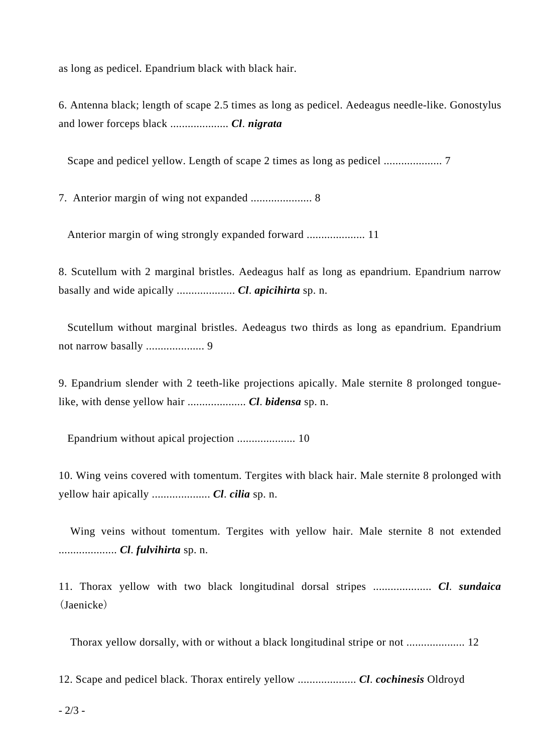as long as pedicel. Epandrium black with black hair.

6. Antenna black; length of scape 2.5 times as long as pedicel. Aedeagus needle-like. Gonostylus and lower forceps black .................... ***Cl*. *nigrata***

Scape and pedicel yellow. Length of scape 2 times as long as pedicel .................... 7

7. Anterior margin of wing not expanded ..................... 8

Anterior margin of wing strongly expanded forward .................... 11

8. Scutellum with 2 marginal bristles. Aedeagus half as long as epandrium. Epandrium narrow basally and wide apically .................... ***Cl*. *apicihirta*** sp. n.

Scutellum without marginal bristles. Aedeagus two thirds as long as epandrium. Epandrium not narrow basally .................... 9

9. Epandrium slender with 2 teeth-like projections apically. Male sternite 8 prolonged tongue-like, with dense yellow hair .................... ***Cl*. *bidensa*** sp. n.

Epandrium without apical projection .................... 10

10. Wing veins covered with tomentum. Tergites with black hair. Male sternite 8 prolonged with yellow hair apically .................... ***Cl*. *cilia*** sp. n.

Wing veins without tomentum. Tergites with yellow hair. Male sternite 8 not extended .................... ***Cl*. *fulvihirta*** sp. n.

11. Thorax yellow with two black longitudinal dorsal stripes .................... ***Cl*. *sundaica***（Jaenicke）

Thorax yellow dorsally, with or without a black longitudinal stripe or not .................... 12

12. Scape and pedicel black. Thorax entirely yellow .................... ***Cl*. *cochinesis*** Oldroyd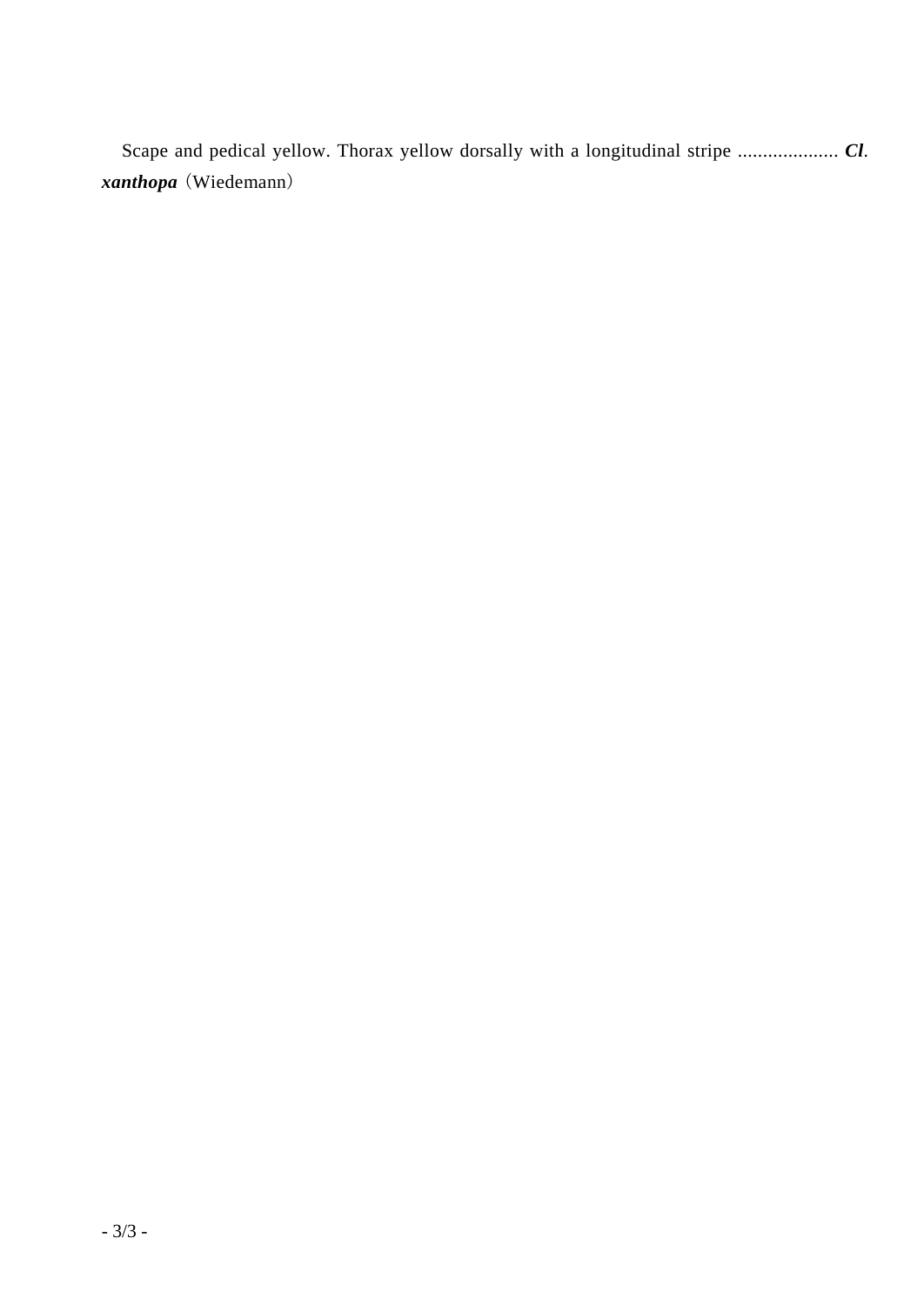Scape and pedical yellow. Thorax yellow dorsally with a longitudinal stripe .................... ***Cl*. *xanthopa***（Wiedemann）